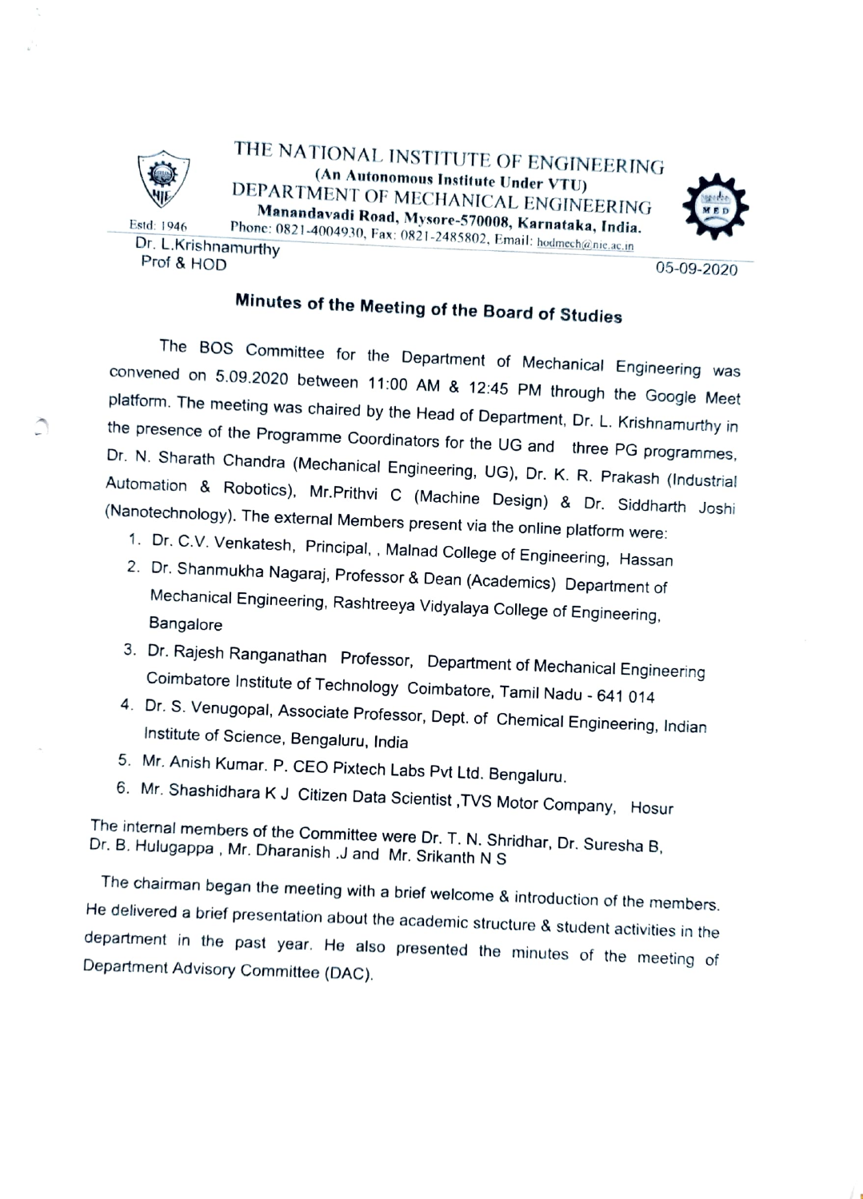THE NATIONAL INSTITUTE OF ENGINEERING
(An Autonomous Institute Under VTU)
DEPARTMENT OF MECHANICAL ENGINEERING
Manandavadi Road, Mysore-570008, Karnataka, India.
Estd: 1946 Phone: 0821-4004930, Fax: 0821-2485802, Email: hodmech@nie.ac.in

Dr. L.Krishnamurthy
Prof & HOD

05-09-2020

## Minutes of the Meeting of the Board of Studies

The BOS Committee for the Department of Mechanical Engineering was convened on 5.09.2020 between 11:00 AM & 12:45 PM through the Google Meet platform. The meeting was chaired by the Head of Department, Dr. L. Krishnamurthy in the presence of the Programme Coordinators for the UG and three PG programmes, Dr. N. Sharath Chandra (Mechanical Engineering, UG), Dr. K. R. Prakash (Industrial Automation & Robotics), Mr.Prithvi C (Machine Design) & Dr. Siddharth Joshi (Nanotechnology). The external Members present via the online platform were:

1. Dr. C.V. Venkatesh, Principal, , Malnad College of Engineering, Hassan
2. Dr. Shanmukha Nagaraj, Professor & Dean (Academics) Department of Mechanical Engineering, Rashtreeya Vidyalaya College of Engineering, Bangalore
3. Dr. Rajesh Ranganathan Professor, Department of Mechanical Engineering Coimbatore Institute of Technology Coimbatore, Tamil Nadu - 641 014
4. Dr. S. Venugopal, Associate Professor, Dept. of Chemical Engineering, Indian Institute of Science, Bengaluru, India
5. Mr. Anish Kumar. P. CEO Pixtech Labs Pvt Ltd. Bengaluru.
6. Mr. Shashidhara K J Citizen Data Scientist ,TVS Motor Company, Hosur

The internal members of the Committee were Dr. T. N. Shridhar, Dr. Suresha B, Dr. B. Hulugappa , Mr. Dharanish .J and Mr. Srikanth N S

The chairman began the meeting with a brief welcome & introduction of the members. He delivered a brief presentation about the academic structure & student activities in the department in the past year. He also presented the minutes of the meeting of Department Advisory Committee (DAC).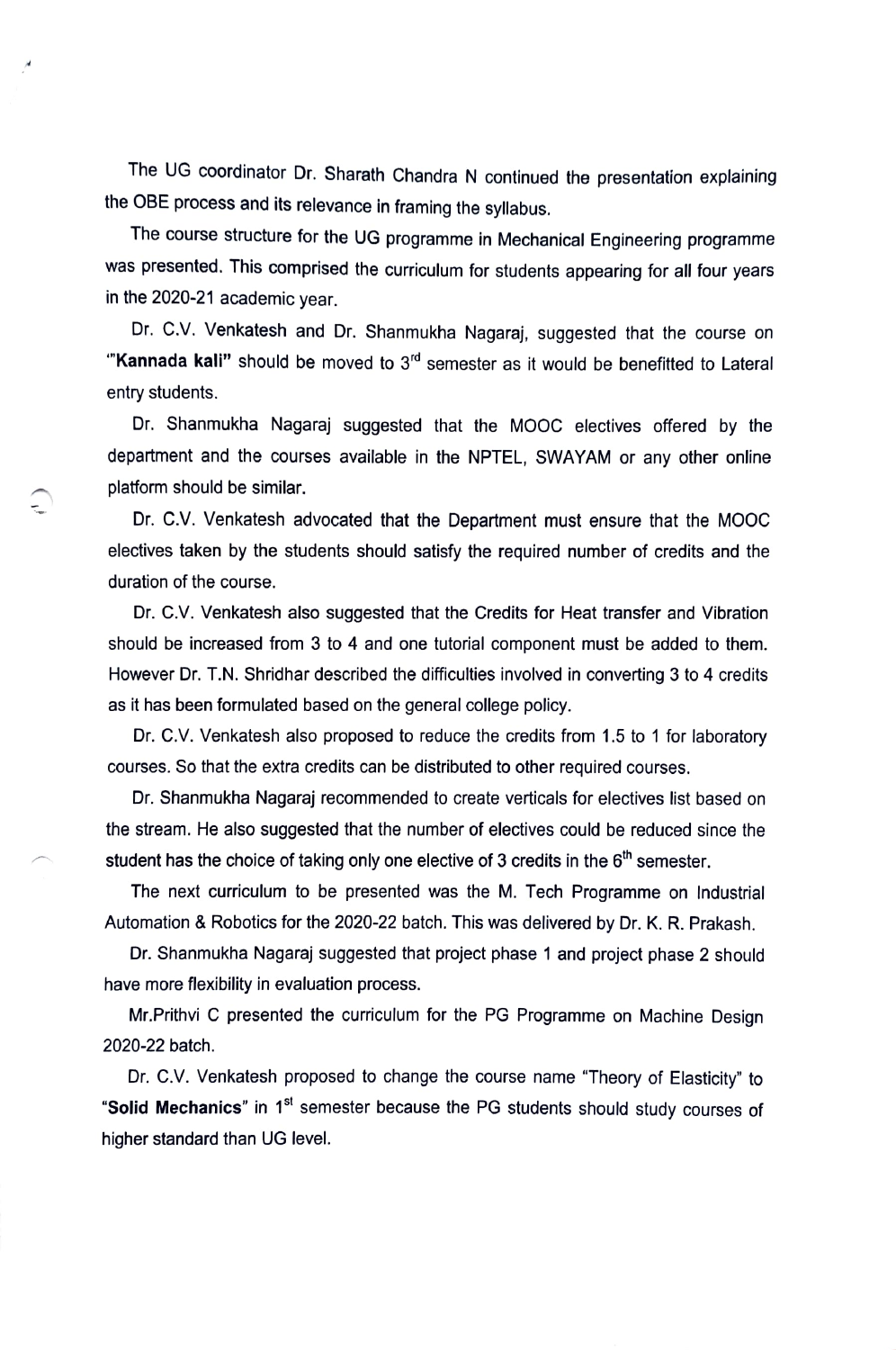The UG coordinator Dr. Sharath Chandra N continued the presentation explaining the OBE process and its relevance in framing the syllabus.

The course structure for the UG programme in Mechanical Engineering programme was presented. This comprised the curriculum for students appearing for all four years in the 2020-21 academic year.

Dr. C.V. Venkatesh and Dr. Shanmukha Nagaraj, suggested that the course on "**Kannada kali**" should be moved to 3rd semester as it would be benefitted to Lateral entry students.

Dr. Shanmukha Nagaraj suggested that the MOOC electives offered by the department and the courses available in the NPTEL, SWAYAM or any other online platform should be similar.

Dr. C.V. Venkatesh advocated that the Department must ensure that the MOOC electives taken by the students should satisfy the required number of credits and the duration of the course.

Dr. C.V. Venkatesh also suggested that the Credits for Heat transfer and Vibration should be increased from 3 to 4 and one tutorial component must be added to them. However Dr. T.N. Shridhar described the difficulties involved in converting 3 to 4 credits as it has been formulated based on the general college policy.

Dr. C.V. Venkatesh also proposed to reduce the credits from 1.5 to 1 for laboratory courses. So that the extra credits can be distributed to other required courses.

Dr. Shanmukha Nagaraj recommended to create verticals for electives list based on the stream. He also suggested that the number of electives could be reduced since the student has the choice of taking only one elective of 3 credits in the 6th semester.

The next curriculum to be presented was the M. Tech Programme on Industrial Automation & Robotics for the 2020-22 batch. This was delivered by Dr. K. R. Prakash.

Dr. Shanmukha Nagaraj suggested that project phase 1 and project phase 2 should have more flexibility in evaluation process.

Mr.Prithvi C presented the curriculum for the PG Programme on Machine Design 2020-22 batch.

Dr. C.V. Venkatesh proposed to change the course name "Theory of Elasticity" to "**Solid Mechanics**" in 1st semester because the PG students should study courses of higher standard than UG level.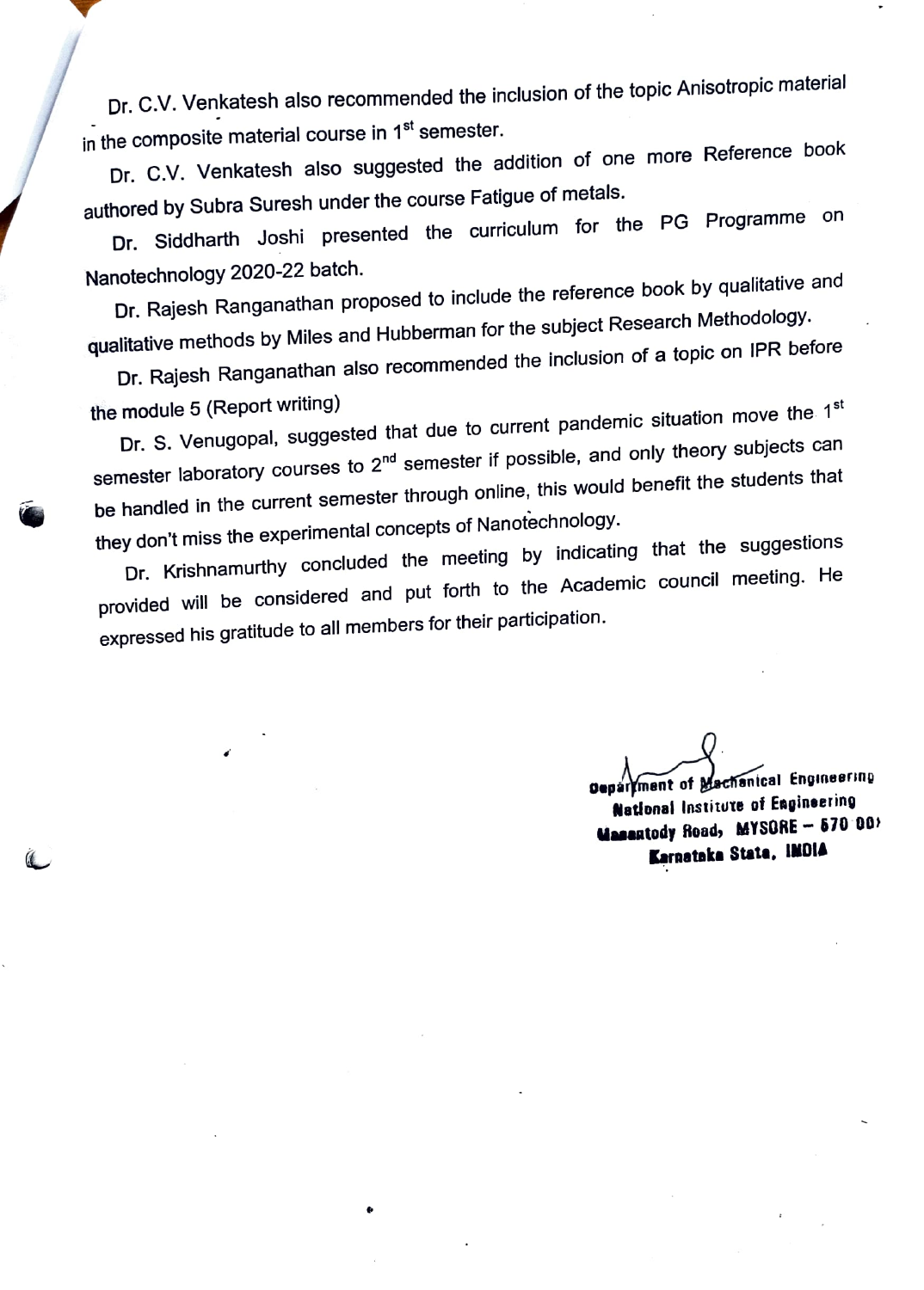Dr. C.V. Venkatesh also recommended the inclusion of the topic Anisotropic material in the composite material course in 1st semester.

Dr. C.V. Venkatesh also suggested the addition of one more Reference book authored by Subra Suresh under the course Fatigue of metals.

Dr. Siddharth Joshi presented the curriculum for the PG Programme on Nanotechnology 2020-22 batch.

Dr. Rajesh Ranganathan proposed to include the reference book by qualitative and qualitative methods by Miles and Hubberman for the subject Research Methodology.

Dr. Rajesh Ranganathan also recommended the inclusion of a topic on IPR before the module 5 (Report writing)

Dr. S. Venugopal, suggested that due to current pandemic situation move the 1st semester laboratory courses to 2nd semester if possible, and only theory subjects can be handled in the current semester through online, this would benefit the students that they don't miss the experimental concepts of Nanotechnology.

Dr. Krishnamurthy concluded the meeting by indicating that the suggestions provided will be considered and put forth to the Academic council meeting. He expressed his gratitude to all members for their participation.

Department of Mechanical Engineering
National Institute of Engineering
Manantody Road, MYSORE – 570 008
Karnataka State, INDIA